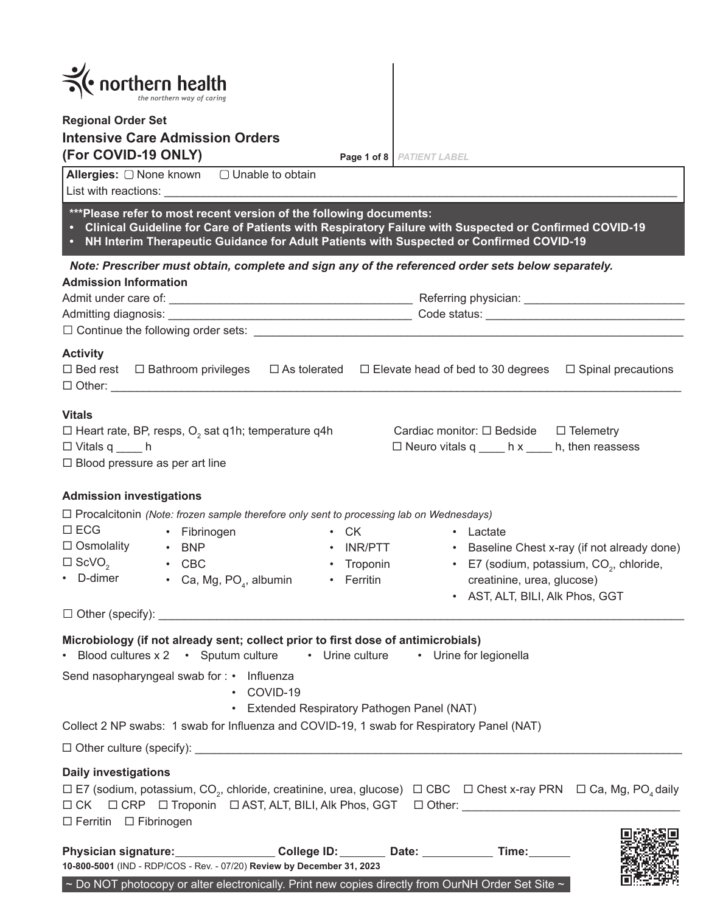northern health
*the northern way of caring*

**Regional Order Set**

# Intensive Care Admission Orders (For COVID-19 ONLY)

PATIENT LABEL

**Allergies:** ☐ None known ☐ Unable to obtain

List with reactions: ____________________________________________

**\*\*\*Please refer to most recent version of the following documents:**

- **Clinical Guideline for Care of Patients with Respiratory Failure with Suspected or Confirmed COVID-19**
- **NH Interim Therapeutic Guidance for Adult Patients with Suspected or Confirmed COVID-19**

***Note: Prescriber must obtain, complete and sign any of the referenced order sets below separately.***

## Admission Information

Admit under care of: ______________________ Referring physician: ______________________

Admitting diagnosis: ______________________ Code status: ______________________

☐ Continue the following order sets: ______________________

## Activity

☐ Bed rest ☐ Bathroom privileges ☐ As tolerated ☐ Elevate head of bed to 30 degrees ☐ Spinal precautions

☐ Other: ______________________

## Vitals

☐ Heart rate, BP, resps, $O_2$ sat q1h; temperature q4h

☐ Vitals q ____ h

☐ Blood pressure as per art line

Cardiac monitor: ☐ Bedside ☐ Telemetry

☐ Neuro vitals q ____ h x ____ h, then reassess

## Admission investigations

☐ Procalcitonin *(Note: frozen sample therefore only sent to processing lab on Wednesdays)*

☐ ECG

☐ Osmolality

☐ $ScVO_2$

- D-dimer
- Fibrinogen
- BNP
- CBC
- Ca, Mg, $PO_4$, albumin
- CK
- INR/PTT
- Troponin
- Ferritin
- Lactate
- Baseline Chest x-ray (if not already done)
- E7 (sodium, potassium, $CO_2$, chloride, creatinine, urea, glucose)
- AST, ALT, BILI, Alk Phos, GGT

☐ Other (specify): ______________________

## Microbiology (if not already sent; collect prior to first dose of antimicrobials)

- Blood cultures x 2
- Sputum culture
- Urine culture
- Urine for legionella

Send nasopharyngeal swab for :

- Influenza
- COVID-19
- Extended Respiratory Pathogen Panel (NAT)

Collect 2 NP swabs: 1 swab for Influenza and COVID-19, 1 swab for Respiratory Panel (NAT)

☐ Other culture (specify): ______________________

## Daily investigations

☐ E7 (sodium, potassium, $CO_2$, chloride, creatinine, urea, glucose) ☐ CBC ☐ Chest x-ray PRN ☐ Ca, Mg, $PO_4$ daily

☐ CK ☐ CRP ☐ Troponin ☐ AST, ALT, BILI, Alk Phos, GGT ☐ Other: ______________________

☐ Ferritin ☐ Fibrinogen

**Physician signature:** __________ **College ID:** ______ **Date:** ________ **Time:** ______

**10-800-5001** (IND - RDP/COS - Rev. - 07/20) **Review by December 31, 2023**

~ Do NOT photocopy or alter electronically. Print new copies directly from OurNH Order Set Site ~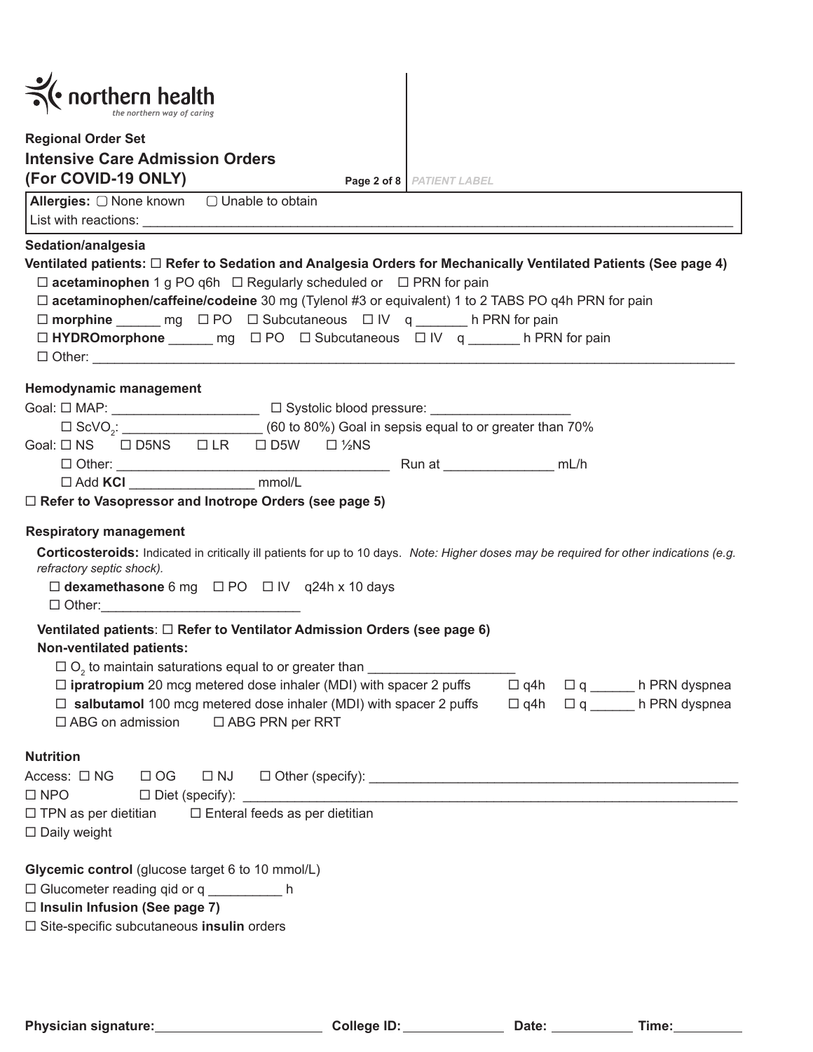northern health
*the northern way of caring*

**Regional Order Set**

# Intensive Care Admission Orders (For COVID-19 ONLY)

PATIENT LABEL

**Allergies:** ▢ None known ▢ Unable to obtain
List with reactions: ____________________________________________

## Sedation/analgesia

**Ventilated patients: ☐ Refer to Sedation and Analgesia Orders for Mechanically Ventilated Patients (See page 4)**

- ☐ **acetaminophen** 1 g PO q6h ☐ Regularly scheduled or ☐ PRN for pain
- ☐ **acetaminophen/caffeine/codeine** 30 mg (Tylenol #3 or equivalent) 1 to 2 TABS PO q4h PRN for pain
- ☐ **morphine** ______ mg ☐ PO ☐ Subcutaneous ☐ IV q _______ h PRN for pain
- ☐ **HYDROmorphone** ______ mg ☐ PO ☐ Subcutaneous ☐ IV q _______ h PRN for pain
- ☐ Other: ____________________________________________

## Hemodynamic management

Goal: ☐ MAP: ____________________ ☐ Systolic blood pressure: ___________________

☐ $ScVO_2$: ___________________ (60 to 80%) Goal in sepsis equal to or greater than 70%

Goal: ☐ NS ☐ D5NS ☐ LR ☐ D5W ☐ ½NS

☐ Other: _____________________________________ Run at _______________ mL/h

☐ Add **KCl** _________________ mmol/L

**☐ Refer to Vasopressor and Inotrope Orders (see page 5)**

## Respiratory management

**Corticosteroids:** Indicated in critically ill patients for up to 10 days. *Note: Higher doses may be required for other indications (e.g. refractory septic shock).*

- ☐ **dexamethasone** 6 mg ☐ PO ☐ IV q24h x 10 days
- ☐ Other:___________________________

**Ventilated patients**: **☐ Refer to Ventilator Admission Orders (see page 6)**

**Non-ventilated patients:**

- ☐ $O_2$ to maintain saturations equal to or greater than ____________________
- ☐ **ipratropium** 20 mcg metered dose inhaler (MDI) with spacer 2 puffs ☐ q4h ☐ q ______ h PRN dyspnea
- ☐ **salbutamol** 100 mcg metered dose inhaler (MDI) with spacer 2 puffs ☐ q4h ☐ q ______ h PRN dyspnea
- ☐ ABG on admission ☐ ABG PRN per RRT

## Nutrition

Access: ☐ NG ☐ OG ☐ NJ ☐ Other (specify): ____________________________________________

☐ NPO ☐ Diet (specify): ____________________________________________

☐ TPN as per dietitian ☐ Enteral feeds as per dietitian

☐ Daily weight

## Glycemic control (glucose target 6 to 10 mmol/L)

☐ Glucometer reading qid or q __________ h

**☐ Insulin Infusion (See page 7)**

☐ Site-specific subcutaneous **insulin** orders

**Physician signature:**_______________________ **College ID:**______________ **Date:** ___________ **Time:**__________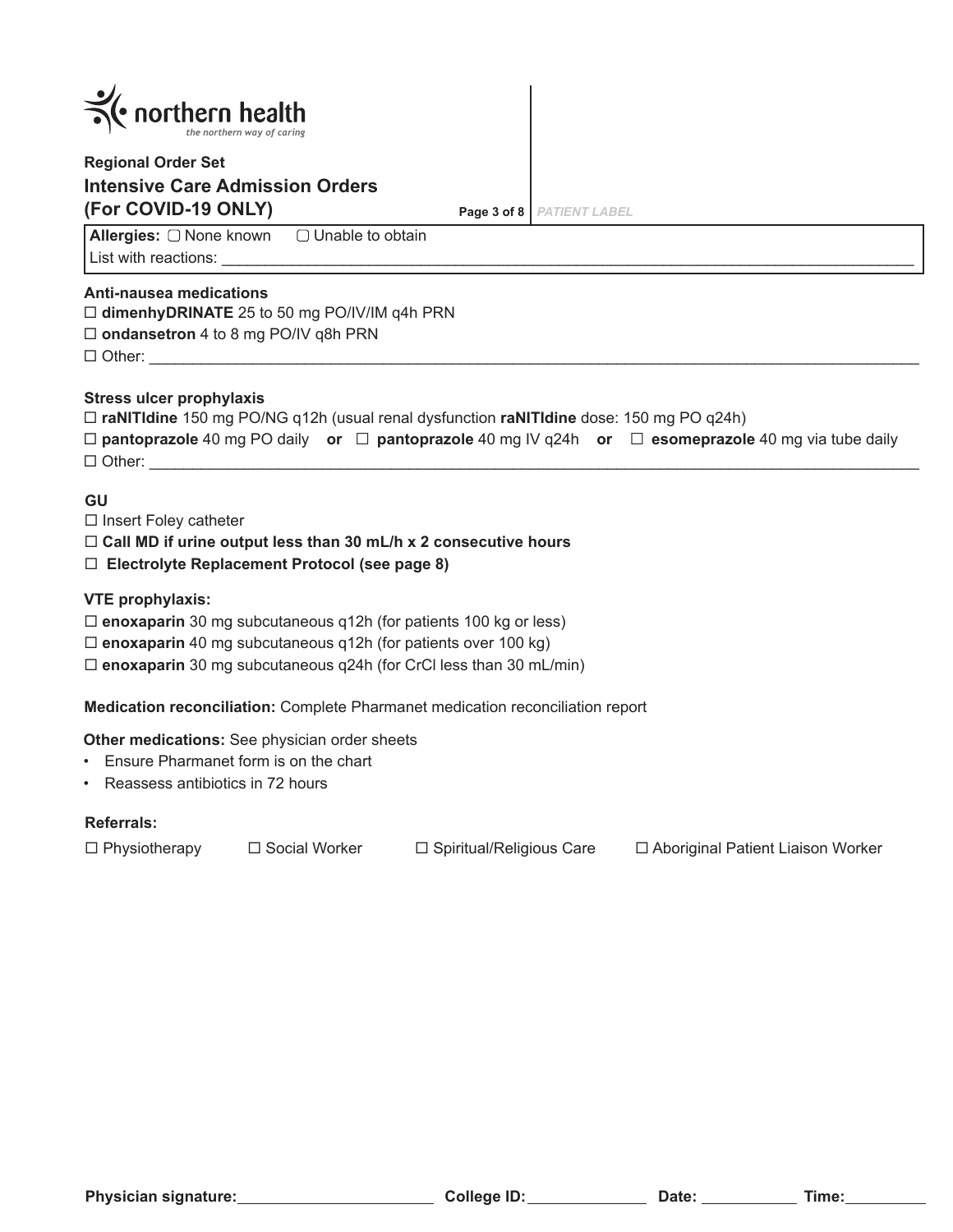northern health
*the northern way of caring*

**Regional Order Set**

## Intensive Care Admission Orders (For COVID-19 ONLY)

PATIENT LABEL

**Allergies:** ☐ None known ☐ Unable to obtain
List with reactions: ______________________________________________

**Anti-nausea medications**

☐ **dimenhyDRINATE** 25 to 50 mg PO/IV/IM q4h PRN
☐ **ondansetron** 4 to 8 mg PO/IV q8h PRN
☐ Other: ______________________________________________

**Stress ulcer prophylaxis**

☐ **raNITIdine** 150 mg PO/NG q12h (usual renal dysfunction **raNITIdine** dose: 150 mg PO q24h)
☐ **pantoprazole** 40 mg PO daily **or** ☐ **pantoprazole** 40 mg IV q24h **or** ☐ **esomeprazole** 40 mg via tube daily
☐ Other: ______________________________________________

**GU**

☐ Insert Foley catheter
☐ **Call MD if urine output less than 30 mL/h x 2 consecutive hours**
☐ **Electrolyte Replacement Protocol (see page 8)**

**VTE prophylaxis:**

☐ **enoxaparin** 30 mg subcutaneous q12h (for patients 100 kg or less)
☐ **enoxaparin** 40 mg subcutaneous q12h (for patients over 100 kg)
☐ **enoxaparin** 30 mg subcutaneous q24h (for CrCl less than 30 mL/min)

**Medication reconciliation:** Complete Pharmanet medication reconciliation report

**Other medications:** See physician order sheets

- Ensure Pharmanet form is on the chart
- Reassess antibiotics in 72 hours

**Referrals:**

☐ Physiotherapy ☐ Social Worker ☐ Spiritual/Religious Care ☐ Aboriginal Patient Liaison Worker

**Physician signature:** ____________ **College ID:** ____________ **Date:** ____________ **Time:** ____________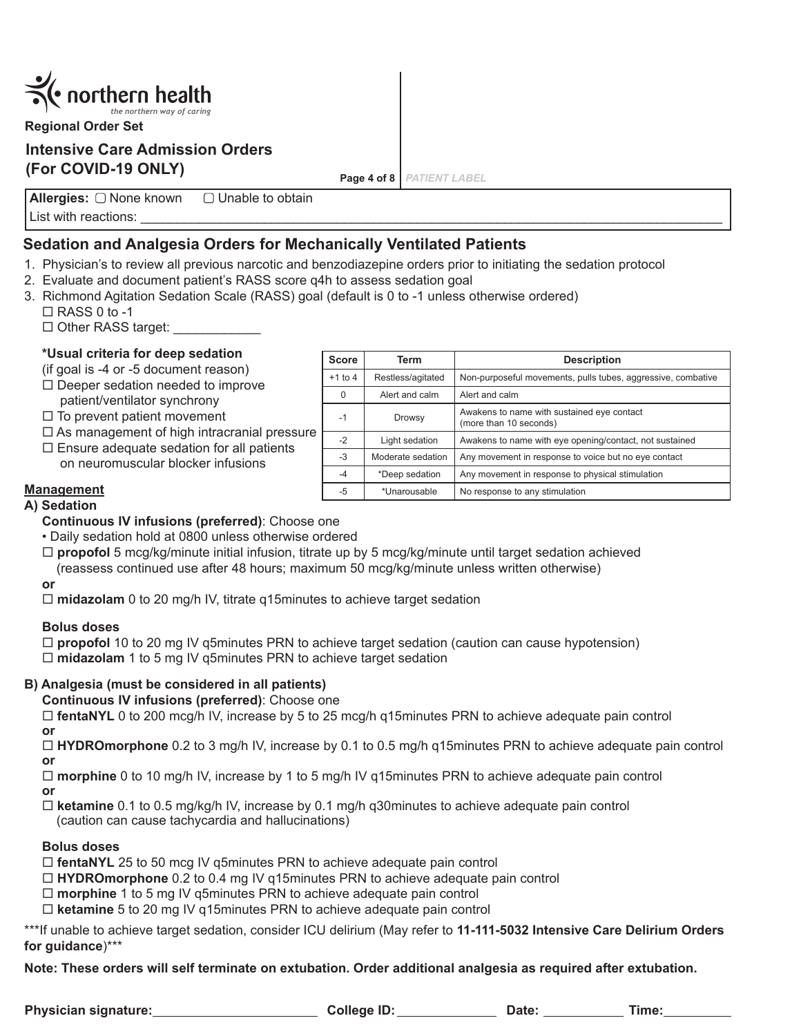northern health
*the northern way of caring*

**Regional Order Set**

## Intensive Care Admission Orders (For COVID-19 ONLY)

*PATIENT LABEL*

**Allergies:** ▢ None known ▢ Unable to obtain

List with reactions: ______________________________________________

## Sedation and Analgesia Orders for Mechanically Ventilated Patients

1. Physician's to review all previous narcotic and benzodiazepine orders prior to initiating the sedation protocol
2. Evaluate and document patient's RASS score q4h to assess sedation goal
3. Richmond Agitation Sedation Scale (RASS) goal (default is 0 to -1 unless otherwise ordered)
   ☐ RASS 0 to -1
   ☐ Other RASS target: ____________

**\*Usual criteria for deep sedation**
(if goal is -4 or -5 document reason)

☐ Deeper sedation needed to improve patient/ventilator synchrony
☐ To prevent patient movement
☐ As management of high intracranial pressure
☐ Ensure adequate sedation for all patients on neuromuscular blocker infusions

| Score | Term | Description |
|---|---|---|
| +1 to 4 | Restless/agitated | Non-purposeful movements, pulls tubes, aggressive, combative |
| 0 | Alert and calm | Alert and calm |
| -1 | Drowsy | Awakens to name with sustained eye contact (more than 10 seconds) |
| -2 | Light sedation | Awakens to name with eye opening/contact, not sustained |
| -3 | Moderate sedation | Any movement in response to voice but no eye contact |
| -4 | *Deep sedation | Any movement in response to physical stimulation |
| -5 | *Unarousable | No response to any stimulation |

### Management

**A) Sedation**

**Continuous IV infusions (preferred)**: Choose one

- Daily sedation hold at 0800 unless otherwise ordered

☐ **propofol** 5 mcg/kg/minute initial infusion, titrate up by 5 mcg/kg/minute until target sedation achieved (reassess continued use after 48 hours; maximum 50 mcg/kg/minute unless written otherwise)

**or**

☐ **midazolam** 0 to 20 mg/h IV, titrate q15minutes to achieve target sedation

**Bolus doses**

☐ **propofol** 10 to 20 mg IV q5minutes PRN to achieve target sedation (caution can cause hypotension)
☐ **midazolam** 1 to 5 mg IV q5minutes PRN to achieve target sedation

**B) Analgesia (must be considered in all patients)**

**Continuous IV infusions (preferred)**: Choose one

☐ **fentaNYL** 0 to 200 mcg/h IV, increase by 5 to 25 mcg/h q15minutes PRN to achieve adequate pain control

**or**

☐ **HYDROmorphone** 0.2 to 3 mg/h IV, increase by 0.1 to 0.5 mg/h q15minutes PRN to achieve adequate pain control

**or**

☐ **morphine** 0 to 10 mg/h IV, increase by 1 to 5 mg/h IV q15minutes PRN to achieve adequate pain control

**or**

☐ **ketamine** 0.1 to 0.5 mg/kg/h IV, increase by 0.1 mg/h q30minutes to achieve adequate pain control (caution can cause tachycardia and hallucinations)

**Bolus doses**

☐ **fentaNYL** 25 to 50 mcg IV q5minutes PRN to achieve adequate pain control
☐ **HYDROmorphone** 0.2 to 0.4 mg IV q15minutes PRN to achieve adequate pain control
☐ **morphine** 1 to 5 mg IV q5minutes PRN to achieve adequate pain control
☐ **ketamine** 5 to 20 mg IV q15minutes PRN to achieve adequate pain control

\*\*\*If unable to achieve target sedation, consider ICU delirium (May refer to **11-111-5032 Intensive Care Delirium Orders for guidance**)\*\*\*

**Note: These orders will self terminate on extubation. Order additional analgesia as required after extubation.**

**Physician signature:** ____________________ **College ID:** ____________ **Date:** __________ **Time:** ________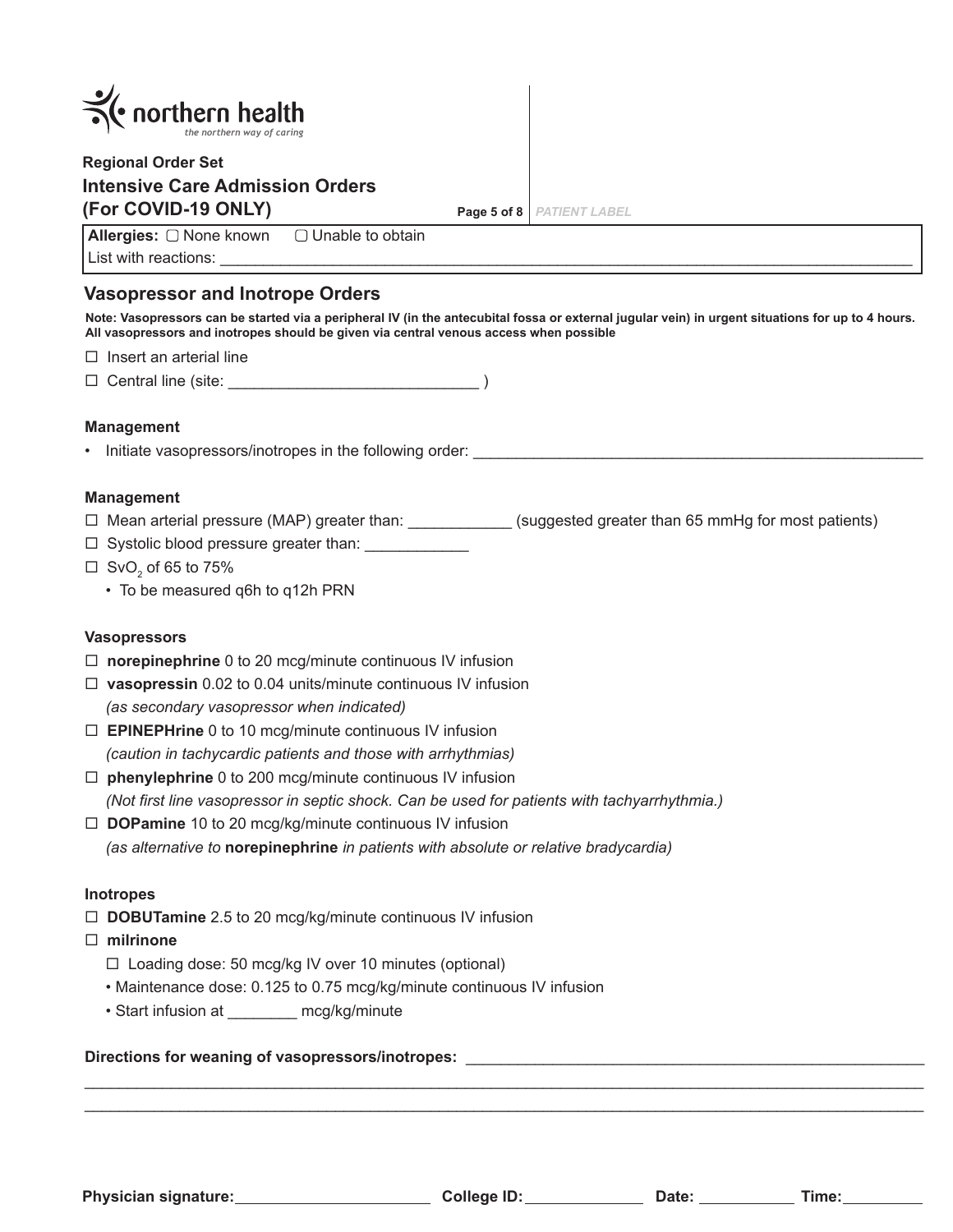northern health
*the northern way of caring*

**Regional Order Set**

## Intensive Care Admission Orders (For COVID-19 ONLY)

PATIENT LABEL

**Allergies:** ▢ None known ▢ Unable to obtain

List with reactions: ____________________________________________

## Vasopressor and Inotrope Orders

**Note: Vasopressors can be started via a peripheral IV (in the antecubital fossa or external jugular vein) in urgent situations for up to 4 hours. All vasopressors and inotropes should be given via central venous access when possible**

- ☐ Insert an arterial line
- ☐ Central line (site: ____________________________ )

### Management

- Initiate vasopressors/inotropes in the following order: ____________________________________________

### Management

- ☐ Mean arterial pressure (MAP) greater than: ____________ (suggested greater than 65 mmHg for most patients)
- ☐ Systolic blood pressure greater than: ____________
- ☐ $SvO_2$ of 65 to 75%
  - To be measured q6h to q12h PRN

### Vasopressors

- ☐ **norepinephrine** 0 to 20 mcg/minute continuous IV infusion
- ☐ **vasopressin** 0.02 to 0.04 units/minute continuous IV infusion
  *(as secondary vasopressor when indicated)*
- ☐ **EPINEPHrine** 0 to 10 mcg/minute continuous IV infusion
  *(caution in tachycardic patients and those with arrhythmias)*
- ☐ **phenylephrine** 0 to 200 mcg/minute continuous IV infusion
  *(Not first line vasopressor in septic shock. Can be used for patients with tachyarrhythmia.)*
- ☐ **DOPamine** 10 to 20 mcg/kg/minute continuous IV infusion
  *(as alternative to* **norepinephrine** *in patients with absolute or relative bradycardia)*

### Inotropes

- ☐ **DOBUTamine** 2.5 to 20 mcg/kg/minute continuous IV infusion
- ☐ **milrinone**
  - ☐ Loading dose: 50 mcg/kg IV over 10 minutes (optional)
  - Maintenance dose: 0.125 to 0.75 mcg/kg/minute continuous IV infusion
  - Start infusion at ________ mcg/kg/minute

**Directions for weaning of vasopressors/inotropes:** ____________________________________________

____________________________________________________________________________________________

____________________________________________________________________________________________

**Physician signature:**______________________ **College ID:**______________ **Date:** ___________ **Time:**_________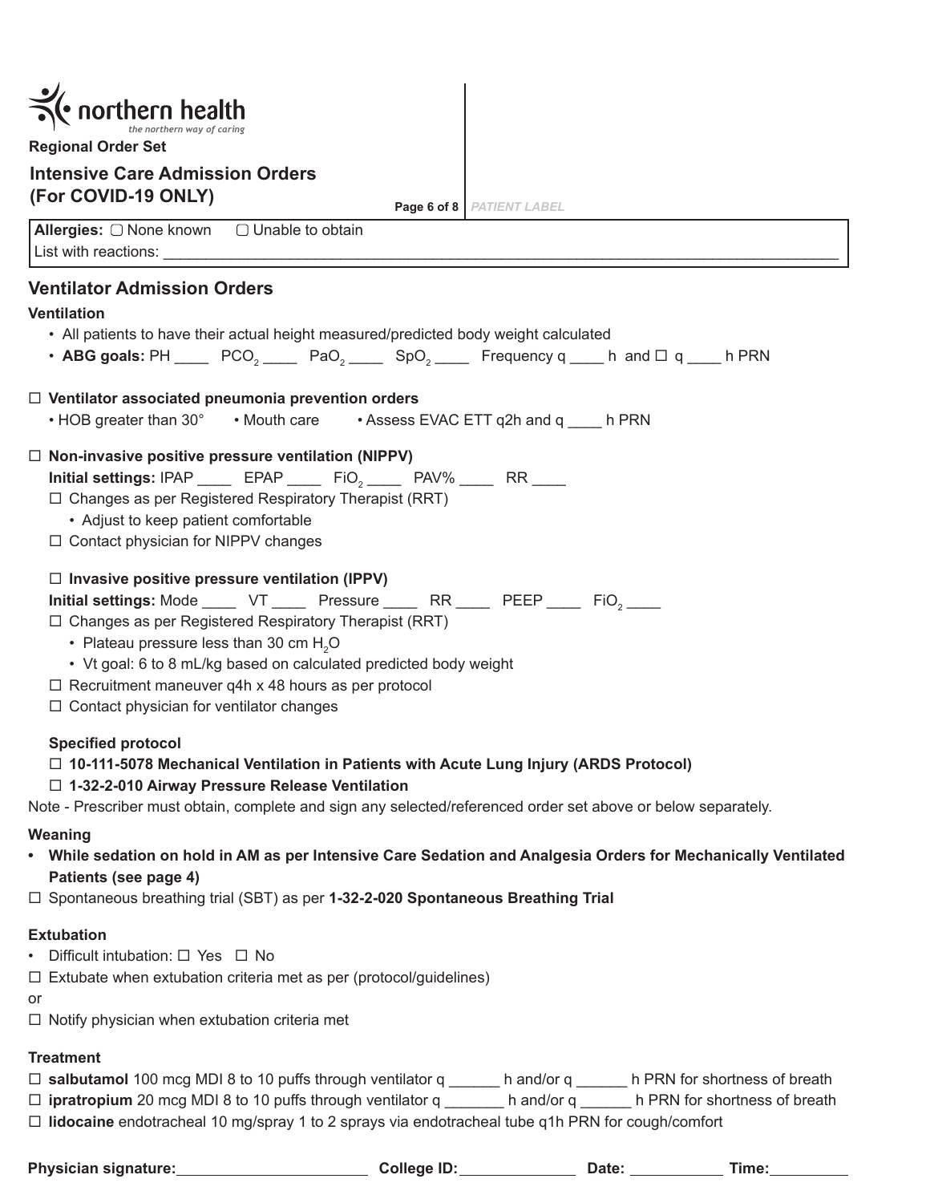northern health
*the northern way of caring*

**Regional Order Set**

## Intensive Care Admission Orders (For COVID-19 ONLY)

PATIENT LABEL

**Allergies:** ▢ None known ▢ Unable to obtain
List with reactions: ____________________________________________

## Ventilator Admission Orders

### Ventilation

- All patients to have their actual height measured/predicted body weight calculated
- **ABG goals:** PH ____ $PCO_2$ ____ $PaO_2$ ____ $SpO_2$ ____ Frequency q ____ h and ☐ q ____ h PRN

☐ **Ventilator associated pneumonia prevention orders**

- HOB greater than 30°
- Mouth care
- Assess EVAC ETT q2h and q ____ h PRN

☐ **Non-invasive positive pressure ventilation (NIPPV)**

**Initial settings:** IPAP ____ EPAP ____ $FiO_2$ ____ PAV% ____ RR ____

☐ Changes as per Registered Respiratory Therapist (RRT)
- Adjust to keep patient comfortable

☐ Contact physician for NIPPV changes

☐ **Invasive positive pressure ventilation (IPPV)**

**Initial settings:** Mode ____ VT ____ Pressure ____ RR ____ PEEP ____ $FiO_2$ ____

☐ Changes as per Registered Respiratory Therapist (RRT)
- Plateau pressure less than 30 cm $H_2O$
- Vt goal: 6 to 8 mL/kg based on calculated predicted body weight

☐ Recruitment maneuver q4h x 48 hours as per protocol

☐ Contact physician for ventilator changes

**Specified protocol**

☐ **10-111-5078 Mechanical Ventilation in Patients with Acute Lung Injury (ARDS Protocol)**

☐ **1-32-2-010 Airway Pressure Release Ventilation**

Note - Prescriber must obtain, complete and sign any selected/referenced order set above or below separately.

### Weaning

- **While sedation on hold in AM as per Intensive Care Sedation and Analgesia Orders for Mechanically Ventilated Patients (see page 4)**

☐ Spontaneous breathing trial (SBT) as per **1-32-2-020 Spontaneous Breathing Trial**

### Extubation

- Difficult intubation: ☐ Yes ☐ No

☐ Extubate when extubation criteria met as per (protocol/guidelines)

or

☐ Notify physician when extubation criteria met

### Treatment

☐ **salbutamol** 100 mcg MDI 8 to 10 puffs through ventilator q ______ h and/or q ______ h PRN for shortness of breath

☐ **ipratropium** 20 mcg MDI 8 to 10 puffs through ventilator q _______ h and/or q ______ h PRN for shortness of breath

☐ **lidocaine** endotracheal 10 mg/spray 1 to 2 sprays via endotracheal tube q1h PRN for cough/comfort

**Physician signature:** ____________________ **College ID:** ______________ **Date:** ___________ **Time:** _________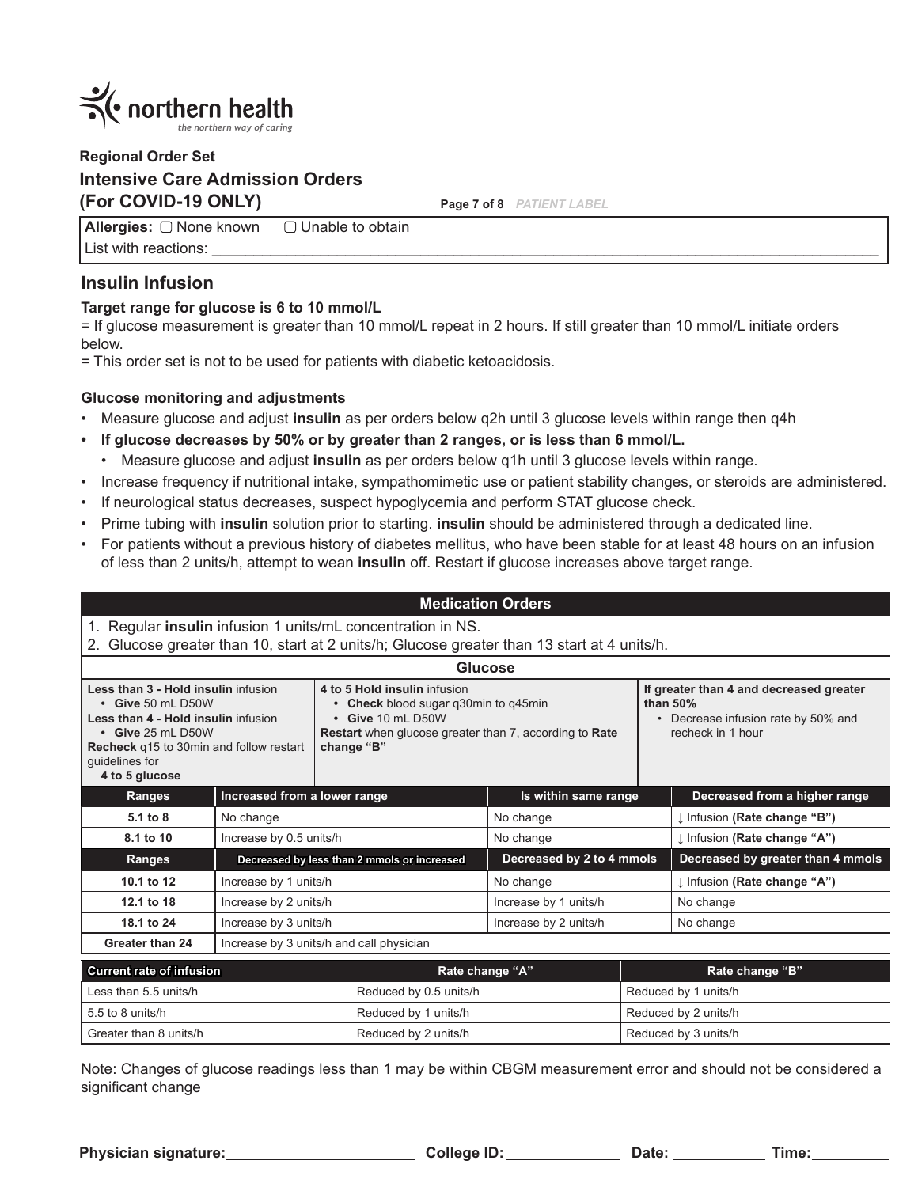northern health
*the northern way of caring*

Regional Order Set

## Intensive Care Admission Orders (For COVID-19 ONLY)

PATIENT LABEL

**Allergies:** ▢ None known ▢ Unable to obtain

List with reactions: \_\_\_\_\_\_\_\_\_\_\_\_\_\_\_\_\_\_\_\_\_\_\_\_\_\_\_\_\_\_\_\_\_\_\_\_\_\_\_\_

## Insulin Infusion

**Target range for glucose is 6 to 10 mmol/L**

= If glucose measurement is greater than 10 mmol/L repeat in 2 hours. If still greater than 10 mmol/L initiate orders below.

= This order set is not to be used for patients with diabetic ketoacidosis.

**Glucose monitoring and adjustments**

- Measure glucose and adjust **insulin** as per orders below q2h until 3 glucose levels within range then q4h
- **If glucose decreases by 50% or by greater than 2 ranges, or is less than 6 mmol/L.**
  - Measure glucose and adjust **insulin** as per orders below q1h until 3 glucose levels within range.
- Increase frequency if nutritional intake, sympathomimetic use or patient stability changes, or steroids are administered.
- If neurological status decreases, suspect hypoglycemia and perform STAT glucose check.
- Prime tubing with **insulin** solution prior to starting. **insulin** should be administered through a dedicated line.
- For patients without a previous history of diabetes mellitus, who have been stable for at least 48 hours on an infusion of less than 2 units/h, attempt to wean **insulin** off. Restart if glucose increases above target range.

**Medication Orders**

1. Regular **insulin** infusion 1 units/mL concentration in NS.
2. Glucose greater than 10, start at 2 units/h; Glucose greater than 13 start at 4 units/h.

**Glucose**

| Less than 3 / Less than 4 | 4 to 5 | If greater than 4 and decreased greater than 50% |
|---|---|---|
| **Less than 3 - Hold insulin** infusion<br>• **Give** 50 mL D50W<br>**Less than 4 - Hold insulin** infusion<br>• **Give** 25 mL D50W<br>**Recheck** q15 to 30min and follow restart guidelines for **4 to 5 glucose** | **4 to 5 Hold insulin** infusion<br>• **Check** blood sugar q30min to q45min<br>• **Give** 10 mL D50W<br>**Restart** when glucose greater than 7, according to **Rate change "B"** | **If greater than 4 and decreased greater than 50%**<br>• Decrease infusion rate by 50% and recheck in 1 hour |

| Ranges | Increased from a lower range | Is within same range | Decreased from a higher range |
|---|---|---|---|
| **5.1 to 8** | No change | No change | ↓ Infusion **(Rate change "B")** |
| **8.1 to 10** | Increase by 0.5 units/h | No change | ↓ Infusion **(Rate change "A")** |
| **Ranges** | **Decreased by less than 2 mmols or increased** | **Decreased by 2 to 4 mmols** | **Decreased by greater than 4 mmols** |
| **10.1 to 12** | Increase by 1 units/h | No change | ↓ Infusion **(Rate change "A")** |
| **12.1 to 18** | Increase by 2 units/h | Increase by 1 units/h | No change |
| **18.1 to 24** | Increase by 3 units/h | Increase by 2 units/h | No change |
| **Greater than 24** | Increase by 3 units/h and call physician | | |

| Current rate of infusion | Rate change "A" | Rate change "B" |
|---|---|---|
| Less than 5.5 units/h | Reduced by 0.5 units/h | Reduced by 1 units/h |
| 5.5 to 8 units/h | Reduced by 1 units/h | Reduced by 2 units/h |
| Greater than 8 units/h | Reduced by 2 units/h | Reduced by 3 units/h |

Note: Changes of glucose readings less than 1 may be within CBGM measurement error and should not be considered a significant change

**Physician signature:**\_\_\_\_\_\_\_\_\_\_\_\_\_\_ **College ID:**\_\_\_\_\_\_\_\_\_\_ **Date:** \_\_\_\_\_\_\_\_ **Time:**\_\_\_\_\_\_\_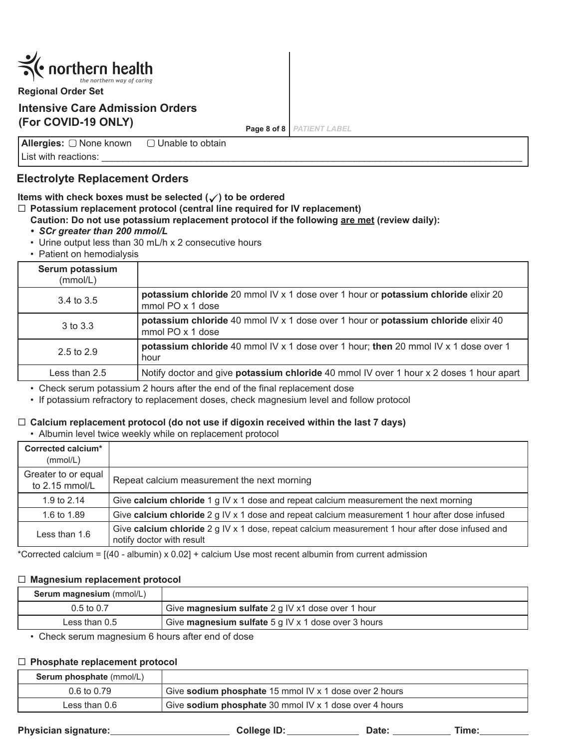northern health
*the northern way of caring*

**Regional Order Set**

## Intensive Care Admission Orders (For COVID-19 ONLY)

PATIENT LABEL

**Allergies:** ▢ None known ▢ Unable to obtain

List with reactions: ____________________________________________

## Electrolyte Replacement Orders

**Items with check boxes must be selected (✓) to be ordered**

☐ **Potassium replacement protocol (central line required for IV replacement)**

**Caution: Do not use potassium replacement protocol if the following are met (review daily):**

- ***SCr greater than 200 mmol/L***
- Urine output less than 30 mL/h x 2 consecutive hours
- Patient on hemodialysis

| **Serum potassium** (mmol/L) | |
|---|---|
| 3.4 to 3.5 | **potassium chloride** 20 mmol IV x 1 dose over 1 hour or **potassium chloride** elixir 20 mmol PO x 1 dose |
| 3 to 3.3 | **potassium chloride** 40 mmol IV x 1 dose over 1 hour or **potassium chloride** elixir 40 mmol PO x 1 dose |
| 2.5 to 2.9 | **potassium chloride** 40 mmol IV x 1 dose over 1 hour; **then** 20 mmol IV x 1 dose over 1 hour |
| Less than 2.5 | Notify doctor and give **potassium chloride** 40 mmol IV over 1 hour x 2 doses 1 hour apart |

- Check serum potassium 2 hours after the end of the final replacement dose
- If potassium refractory to replacement doses, check magnesium level and follow protocol

☐ **Calcium replacement protocol (do not use if digoxin received within the last 7 days)**

- Albumin level twice weekly while on replacement protocol

| **Corrected calcium*** (mmol/L) | |
|---|---|
| Greater to or equal to 2.15 mmol/L | Repeat calcium measurement the next morning |
| 1.9 to 2.14 | Give **calcium chloride** 1 g IV x 1 dose and repeat calcium measurement the next morning |
| 1.6 to 1.89 | Give **calcium chloride** 2 g IV x 1 dose and repeat calcium measurement 1 hour after dose infused |
| Less than 1.6 | Give **calcium chloride** 2 g IV x 1 dose, repeat calcium measurement 1 hour after dose infused and notify doctor with result |

*Corrected calcium = [(40 - albumin) x 0.02] + calcium Use most recent albumin from current admission

☐ **Magnesium replacement protocol**

| **Serum magnesium** (mmol/L) | |
|---|---|
| 0.5 to 0.7 | Give **magnesium sulfate** 2 g IV x1 dose over 1 hour |
| Less than 0.5 | Give **magnesium sulfate** 5 g IV x 1 dose over 3 hours |

- Check serum magnesium 6 hours after end of dose

☐ **Phosphate replacement protocol**

| **Serum phosphate** (mmol/L) | |
|---|---|
| 0.6 to 0.79 | Give **sodium phosphate** 15 mmol IV x 1 dose over 2 hours |
| Less than 0.6 | Give **sodium phosphate** 30 mmol IV x 1 dose over 4 hours |

**Physician signature:**________________ **College ID:**__________ **Date:** _________ **Time:**________